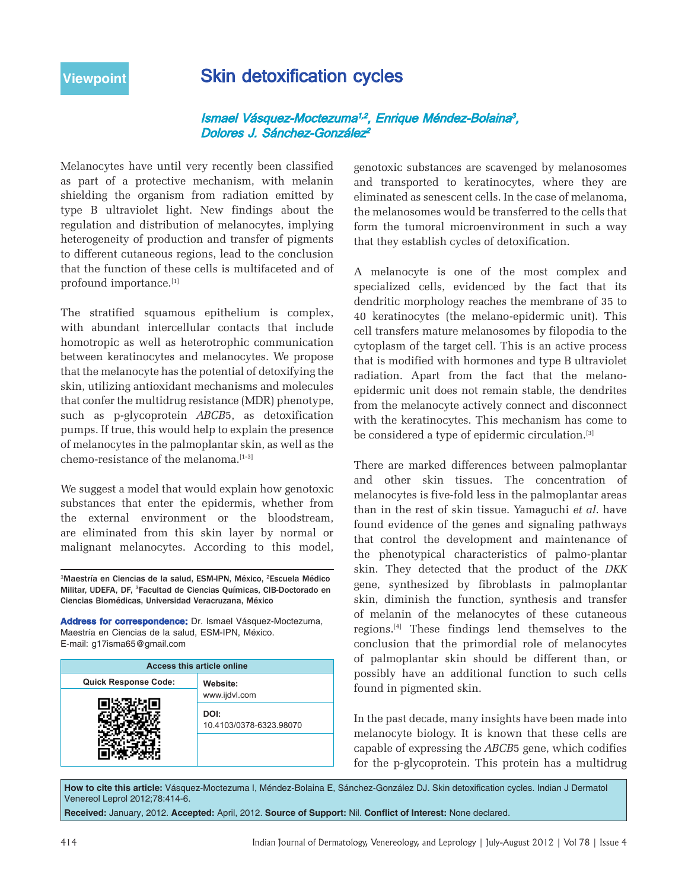Viewpoint

# Skin detoxification cycles

*Ismael Vásquez-Moctezuma[1,2], Enrique Méndez-Bolaina[3], Dolores J. Sánchez-González[2]*

Melanocytes have until very recently been classified as part of a protective mechanism, with melanin shielding the organism from radiation emitted by type B ultraviolet light. New findings about the regulation and distribution of melanocytes, implying heterogeneity of production and transfer of pigments to different cutaneous regions, lead to the conclusion that the function of these cells is multifaceted and of profound importance.[1]

The stratified squamous epithelium is complex, with abundant intercellular contacts that include homotropic as well as heterotrophic communication between keratinocytes and melanocytes. We propose that the melanocyte has the potential of detoxifying the skin, utilizing antioxidant mechanisms and molecules that confer the multidrug resistance (MDR) phenotype, such as p-glycoprotein *ABCB*5, as detoxification pumps. If true, this would help to explain the presence of melanocytes in the palmoplantar skin, as well as the chemo-resistance of the melanoma.[1-3]

We suggest a model that would explain how genotoxic substances that enter the epidermis, whether from the external environment or the bloodstream, are eliminated from this skin layer by normal or malignant melanocytes. According to this model, genotoxic substances are scavenged by melanosomes and transported to keratinocytes, where they are eliminated as senescent cells. In the case of melanoma, the melanosomes would be transferred to the cells that form the tumoral microenvironment in such a way that they establish cycles of detoxification.

A melanocyte is one of the most complex and specialized cells, evidenced by the fact that its dendritic morphology reaches the membrane of 35 to 40 keratinocytes (the melano-epidermic unit). This cell transfers mature melanosomes by filopodia to the cytoplasm of the target cell. This is an active process that is modified with hormones and type B ultraviolet radiation. Apart from the fact that the melano-epidermic unit does not remain stable, the dendrites from the melanocyte actively connect and disconnect with the keratinocytes. This mechanism has come to be considered a type of epidermic circulation.[3]

There are marked differences between palmoplantar and other skin tissues. The concentration of melanocytes is five-fold less in the palmoplantar areas than in the rest of skin tissue. Yamaguchi *et al*. have found evidence of the genes and signaling pathways that control the development and maintenance of the phenotypical characteristics of palmo-plantar skin. They detected that the product of the *DKK* gene, synthesized by fibroblasts in palmoplantar skin, diminish the function, synthesis and transfer of melanin of the melanocytes of these cutaneous regions.[4] These findings lend themselves to the conclusion that the primordial role of melanocytes of palmoplantar skin should be different than, or possibly have an additional function to such cells found in pigmented skin.

In the past decade, many insights have been made into melanocyte biology. It is known that these cells are capable of expressing the *ABCB*5 gene, which codifies for the p-glycoprotein. This protein has a multidrug

---

[1]Maestría en Ciencias de la salud, ESM-IPN, México, [2]Escuela Médico Militar, UDEFA, DF, [3]Facultad de Ciencias Químicas, CIB-Doctorado en Ciencias Biomédicas, Universidad Veracruzana, México

**Address for correspondence:** Dr. Ismael Vásquez-Moctezuma, Maestría en Ciencias de la salud, ESM-IPN, México. E-mail: g17isma65@gmail.com

| Access this article online | |
|---|---|
| Quick Response Code: | Website: www.ijdvl.com |
| | DOI: 10.4103/0378-6323.98070 |

**How to cite this article:** Vásquez-Moctezuma I, Méndez-Bolaina E, Sánchez-González DJ. Skin detoxification cycles. Indian J Dermatol Venereol Leprol 2012;78:414-6.

**Received:** January, 2012. **Accepted:** April, 2012. **Source of Support:** Nil. **Conflict of Interest:** None declared.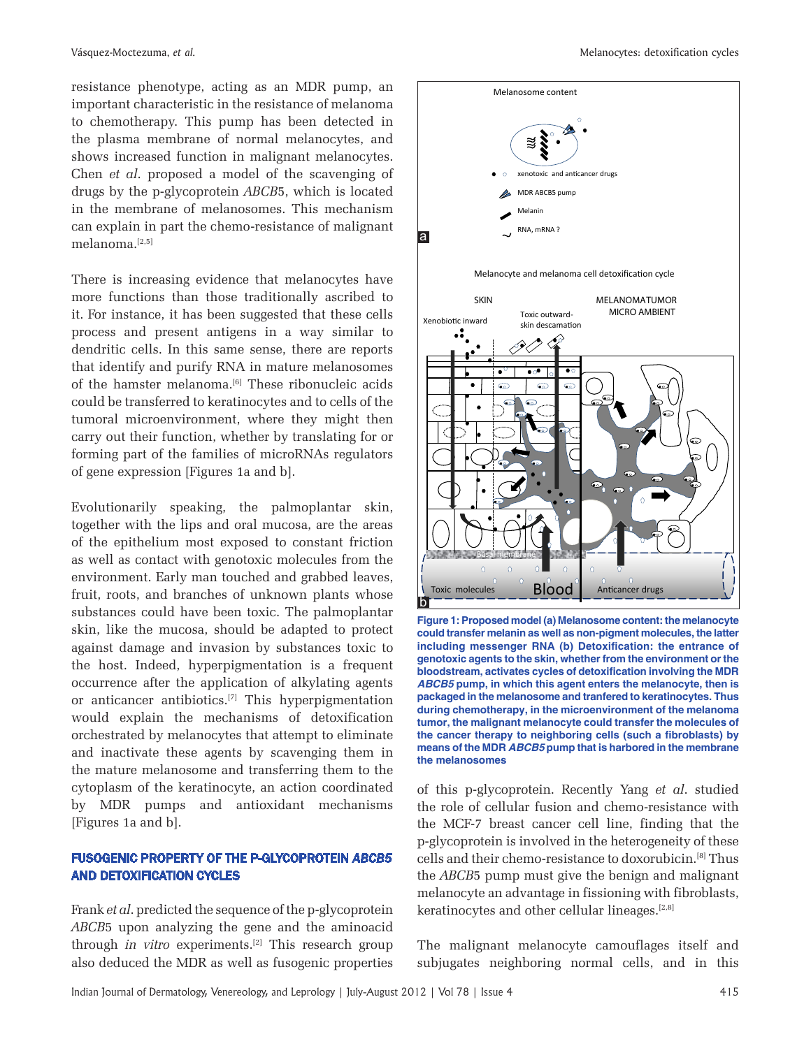resistance phenotype, acting as an MDR pump, an important characteristic in the resistance of melanoma to chemotherapy. This pump has been detected in the plasma membrane of normal melanocytes, and shows increased function in malignant melanocytes. Chen *et al*. proposed a model of the scavenging of drugs by the p-glycoprotein *ABCB*5, which is located in the membrane of melanosomes. This mechanism can explain in part the chemo-resistance of malignant melanoma.[2,5]

There is increasing evidence that melanocytes have more functions than those traditionally ascribed to it. For instance, it has been suggested that these cells process and present antigens in a way similar to dendritic cells. In this same sense, there are reports that identify and purify RNA in mature melanosomes of the hamster melanoma.[6] These ribonucleic acids could be transferred to keratinocytes and to cells of the tumoral microenvironment, where they might then carry out their function, whether by translating for or forming part of the families of microRNAs regulators of gene expression [Figures 1a and b].

Evolutionarily speaking, the palmoplantar skin, together with the lips and oral mucosa, are the areas of the epithelium most exposed to constant friction as well as contact with genotoxic molecules from the environment. Early man touched and grabbed leaves, fruit, roots, and branches of unknown plants whose substances could have been toxic. The palmoplantar skin, like the mucosa, should be adapted to protect against damage and invasion by substances toxic to the host. Indeed, hyperpigmentation is a frequent occurrence after the application of alkylating agents or anticancer antibiotics.[7] This hyperpigmentation would explain the mechanisms of detoxification orchestrated by melanocytes that attempt to eliminate and inactivate these agents by scavenging them in the mature melanosome and transferring them to the cytoplasm of the keratinocyte, an action coordinated by MDR pumps and antioxidant mechanisms [Figures 1a and b].

**Figure 1: Proposed model (a) Melanosome content: the melanocyte could transfer melanin as well as non-pigment molecules, the latter including messenger RNA (b) Detoxification: the entrance of genotoxic agents to the skin, whether from the environment or the bloodstream, activates cycles of detoxification involving the MDR *ABCB5* pump, in which this agent enters the melanocyte, then is packaged in the melanosome and tranfered to keratinocytes. Thus during chemotherapy, in the microenvironment of the melanoma tumor, the malignant melanocyte could transfer the molecules of the cancer therapy to neighboring cells (such a fibroblasts) by means of the MDR *ABCB5* pump that is harbored in the membrane the melanosomes**

## FUSOGENIC PROPERTY OF THE P-GLYCOPROTEIN *ABCB5* AND DETOXIFICATION CYCLES

Frank *et al*. predicted the sequence of the p-glycoprotein *ABCB*5 upon analyzing the gene and the aminoacid through *in vitro* experiments.[2] This research group also deduced the MDR as well as fusogenic properties of this p-glycoprotein. Recently Yang *et al*. studied the role of cellular fusion and chemo-resistance with the MCF-7 breast cancer cell line, finding that the p-glycoprotein is involved in the heterogeneity of these cells and their chemo-resistance to doxorubicin.[8] Thus the *ABCB*5 pump must give the benign and malignant melanocyte an advantage in fissioning with fibroblasts, keratinocytes and other cellular lineages.[2,8]

The malignant melanocyte camouflages itself and subjugates neighboring normal cells, and in this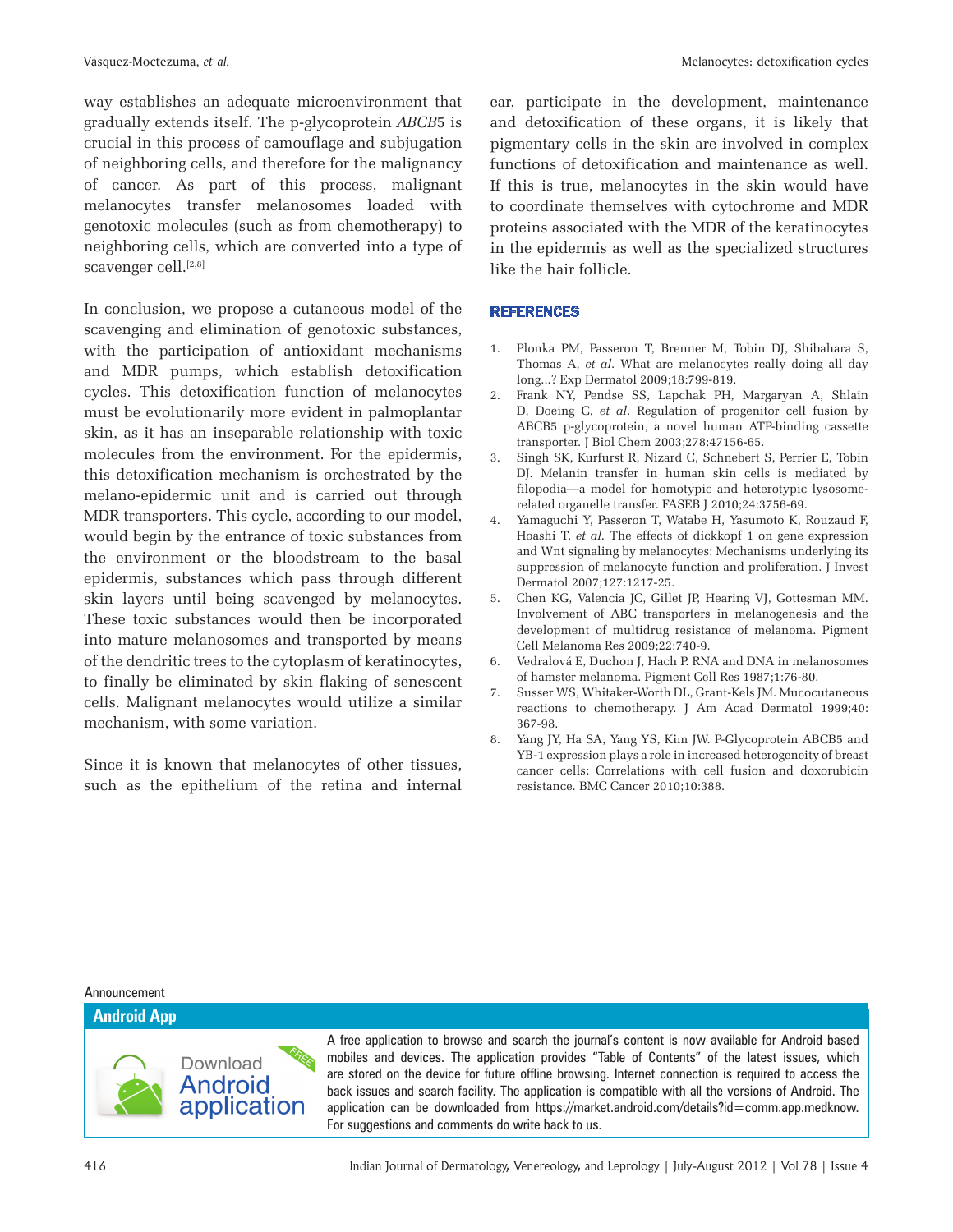way establishes an adequate microenvironment that gradually extends itself. The p-glycoprotein *ABCB*5 is crucial in this process of camouflage and subjugation of neighboring cells, and therefore for the malignancy of cancer. As part of this process, malignant melanocytes transfer melanosomes loaded with genotoxic molecules (such as from chemotherapy) to neighboring cells, which are converted into a type of scavenger cell.[2,8]

In conclusion, we propose a cutaneous model of the scavenging and elimination of genotoxic substances, with the participation of antioxidant mechanisms and MDR pumps, which establish detoxification cycles. This detoxification function of melanocytes must be evolutionarily more evident in palmoplantar skin, as it has an inseparable relationship with toxic molecules from the environment. For the epidermis, this detoxification mechanism is orchestrated by the melano-epidermic unit and is carried out through MDR transporters. This cycle, according to our model, would begin by the entrance of toxic substances from the environment or the bloodstream to the basal epidermis, substances which pass through different skin layers until being scavenged by melanocytes. These toxic substances would then be incorporated into mature melanosomes and transported by means of the dendritic trees to the cytoplasm of keratinocytes, to finally be eliminated by skin flaking of senescent cells. Malignant melanocytes would utilize a similar mechanism, with some variation.

Since it is known that melanocytes of other tissues, such as the epithelium of the retina and internal ear, participate in the development, maintenance and detoxification of these organs, it is likely that pigmentary cells in the skin are involved in complex functions of detoxification and maintenance as well. If this is true, melanocytes in the skin would have to coordinate themselves with cytochrome and MDR proteins associated with the MDR of the keratinocytes in the epidermis as well as the specialized structures like the hair follicle.

## REFERENCES

1. Plonka PM, Passeron T, Brenner M, Tobin DJ, Shibahara S, Thomas A, *et al*. What are melanocytes really doing all day long...? Exp Dermatol 2009;18:799-819.
2. Frank NY, Pendse SS, Lapchak PH, Margaryan A, Shlain D, Doeing C, *et al*. Regulation of progenitor cell fusion by ABCB5 p-glycoprotein, a novel human ATP-binding cassette transporter. J Biol Chem 2003;278:47156-65.
3. Singh SK, Kurfurst R, Nizard C, Schnebert S, Perrier E, Tobin DJ. Melanin transfer in human skin cells is mediated by filopodia—a model for homotypic and heterotypic lysosome-related organelle transfer. FASEB J 2010;24:3756-69.
4. Yamaguchi Y, Passeron T, Watabe H, Yasumoto K, Rouzaud F, Hoashi T, *et al*. The effects of dickkopf 1 on gene expression and Wnt signaling by melanocytes: Mechanisms underlying its suppression of melanocyte function and proliferation. J Invest Dermatol 2007;127:1217-25.
5. Chen KG, Valencia JC, Gillet JP, Hearing VJ, Gottesman MM. Involvement of ABC transporters in melanogenesis and the development of multidrug resistance of melanoma. Pigment Cell Melanoma Res 2009;22:740-9.
6. Vedralová E, Duchon J, Hach P. RNA and DNA in melanosomes of hamster melanoma. Pigment Cell Res 1987;1:76-80.
7. Susser WS, Whitaker-Worth DL, Grant-Kels JM. Mucocutaneous reactions to chemotherapy. J Am Acad Dermatol 1999;40:367-98.
8. Yang JY, Ha SA, Yang YS, Kim JW. P-Glycoprotein ABCB5 and YB-1 expression plays a role in increased heterogeneity of breast cancer cells: Correlations with cell fusion and doxorubicin resistance. BMC Cancer 2010;10:388.

Announcement

**Android App**

A free application to browse and search the journal's content is now available for Android based mobiles and devices. The application provides "Table of Contents" of the latest issues, which are stored on the device for future offline browsing. Internet connection is required to access the back issues and search facility. The application is compatible with all the versions of Android. The application can be downloaded from https://market.android.com/details?id=comm.app.medknow. For suggestions and comments do write back to us.